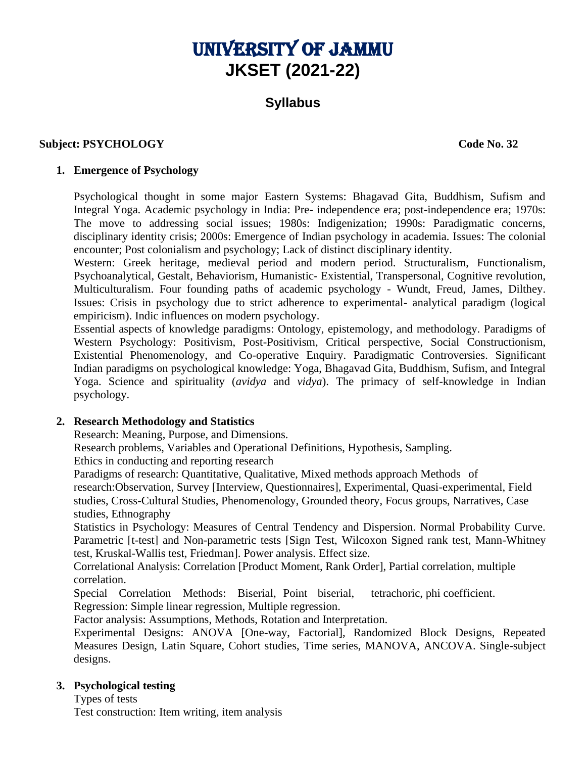# UNIVERSITY OF JAMMU

## JKSET (2021-22)

### Syllabus

**Subject: PSYCHOLOGY** **Code No. 32**

1. **Emergence of Psychology**

   Psychological thought in some major Eastern Systems: Bhagavad Gita, Buddhism, Sufism and Integral Yoga. Academic psychology in India: Pre- independence era; post-independence era; 1970s: The move to addressing social issues; 1980s: Indigenization; 1990s: Paradigmatic concerns, disciplinary identity crisis; 2000s: Emergence of Indian psychology in academia. Issues: The colonial encounter; Post colonialism and psychology; Lack of distinct disciplinary identity.

   Western: Greek heritage, medieval period and modern period. Structuralism, Functionalism, Psychoanalytical, Gestalt, Behaviorism, Humanistic- Existential, Transpersonal, Cognitive revolution, Multiculturalism. Four founding paths of academic psychology - Wundt, Freud, James, Dilthey. Issues: Crisis in psychology due to strict adherence to experimental- analytical paradigm (logical empiricism). Indic influences on modern psychology.

   Essential aspects of knowledge paradigms: Ontology, epistemology, and methodology. Paradigms of Western Psychology: Positivism, Post-Positivism, Critical perspective, Social Constructionism, Existential Phenomenology, and Co-operative Enquiry. Paradigmatic Controversies. Significant Indian paradigms on psychological knowledge: Yoga, Bhagavad Gita, Buddhism, Sufism, and Integral Yoga. Science and spirituality (*avidya* and *vidya*). The primacy of self-knowledge in Indian psychology.

2. **Research Methodology and Statistics**

   Research: Meaning, Purpose, and Dimensions.

   Research problems, Variables and Operational Definitions, Hypothesis, Sampling.

   Ethics in conducting and reporting research

   Paradigms of research: Quantitative, Qualitative, Mixed methods approach Methods of research:Observation, Survey [Interview, Questionnaires], Experimental, Quasi-experimental, Field studies, Cross-Cultural Studies, Phenomenology, Grounded theory, Focus groups, Narratives, Case studies, Ethnography

   Statistics in Psychology: Measures of Central Tendency and Dispersion. Normal Probability Curve. Parametric [t-test] and Non-parametric tests [Sign Test, Wilcoxon Signed rank test, Mann-Whitney test, Kruskal-Wallis test, Friedman]. Power analysis. Effect size.

   Correlational Analysis: Correlation [Product Moment, Rank Order], Partial correlation, multiple correlation.

   Special Correlation Methods: Biserial, Point biserial, tetrachoric, phi coefficient.

   Regression: Simple linear regression, Multiple regression.

   Factor analysis: Assumptions, Methods, Rotation and Interpretation.

   Experimental Designs: ANOVA [One-way, Factorial], Randomized Block Designs, Repeated Measures Design, Latin Square, Cohort studies, Time series, MANOVA, ANCOVA. Single-subject designs.

3. **Psychological testing**

   Types of tests

   Test construction: Item writing, item analysis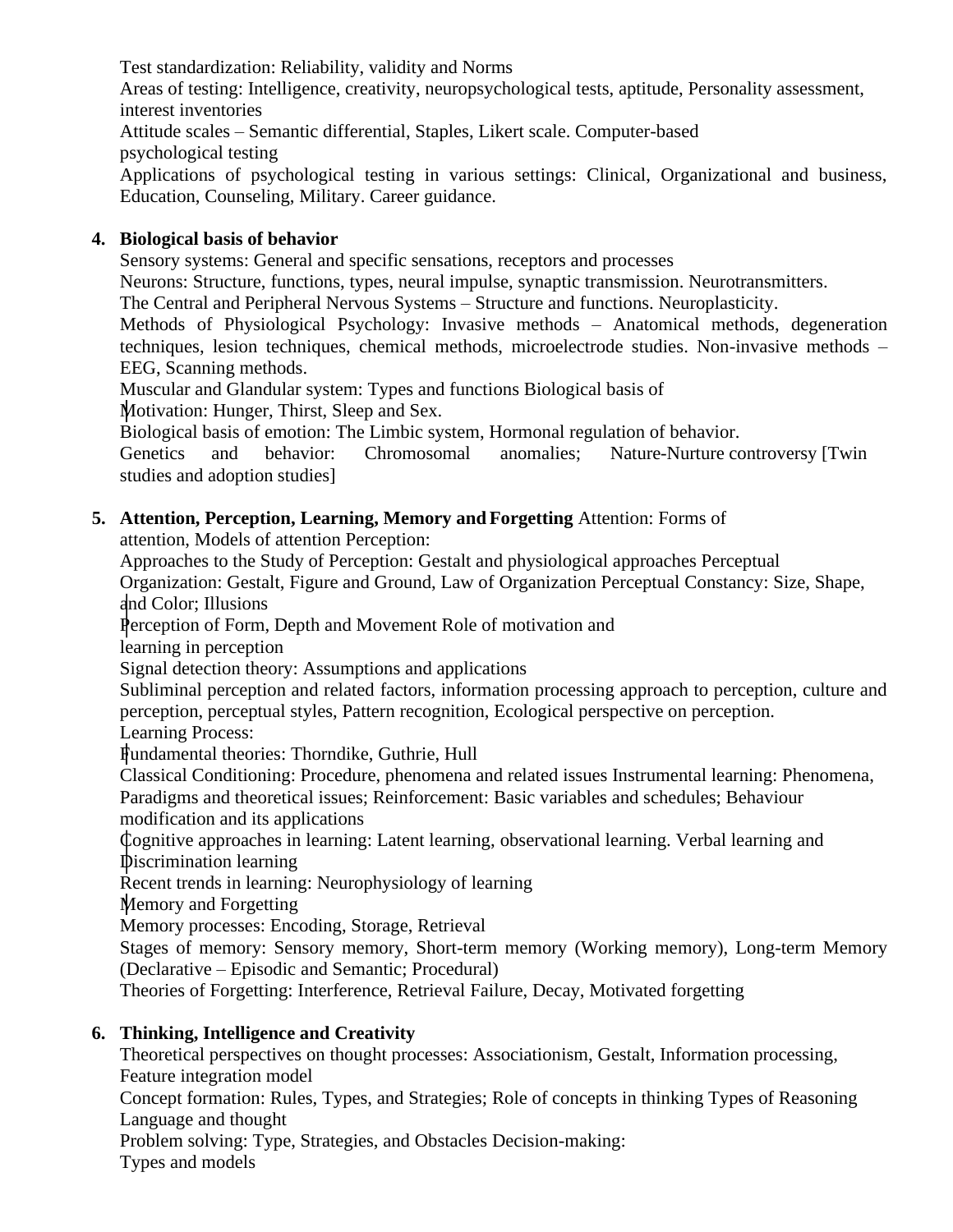Test standardization: Reliability, validity and Norms

Areas of testing: Intelligence, creativity, neuropsychological tests, aptitude, Personality assessment, interest inventories

Attitude scales – Semantic differential, Staples, Likert scale. Computer-based psychological testing

Applications of psychological testing in various settings: Clinical, Organizational and business, Education, Counseling, Military. Career guidance.

4. **Biological basis of behavior**

Sensory systems: General and specific sensations, receptors and processes

Neurons: Structure, functions, types, neural impulse, synaptic transmission. Neurotransmitters.

The Central and Peripheral Nervous Systems – Structure and functions. Neuroplasticity.

Methods of Physiological Psychology: Invasive methods – Anatomical methods, degeneration techniques, lesion techniques, chemical methods, microelectrode studies. Non-invasive methods – EEG, Scanning methods.

Muscular and Glandular system: Types and functions Biological basis of Motivation: Hunger, Thirst, Sleep and Sex.

Biological basis of emotion: The Limbic system, Hormonal regulation of behavior.

Genetics and behavior: Chromosomal anomalies; Nature-Nurture controversy [Twin studies and adoption studies]

5. **Attention, Perception, Learning, Memory and Forgetting** Attention: Forms of attention, Models of attention Perception:

Approaches to the Study of Perception: Gestalt and physiological approaches Perceptual Organization: Gestalt, Figure and Ground, Law of Organization Perceptual Constancy: Size, Shape, and Color; Illusions

Perception of Form, Depth and Movement Role of motivation and learning in perception

Signal detection theory: Assumptions and applications

Subliminal perception and related factors, information processing approach to perception, culture and perception, perceptual styles, Pattern recognition, Ecological perspective on perception.

Learning Process:

Fundamental theories: Thorndike, Guthrie, Hull

Classical Conditioning: Procedure, phenomena and related issues Instrumental learning: Phenomena, Paradigms and theoretical issues; Reinforcement: Basic variables and schedules; Behaviour modification and its applications

Cognitive approaches in learning: Latent learning, observational learning. Verbal learning and Discrimination learning

Recent trends in learning: Neurophysiology of learning

Memory and Forgetting

Memory processes: Encoding, Storage, Retrieval

Stages of memory: Sensory memory, Short-term memory (Working memory), Long-term Memory (Declarative – Episodic and Semantic; Procedural)

Theories of Forgetting: Interference, Retrieval Failure, Decay, Motivated forgetting

6. **Thinking, Intelligence and Creativity**

Theoretical perspectives on thought processes: Associationism, Gestalt, Information processing, Feature integration model

Concept formation: Rules, Types, and Strategies; Role of concepts in thinking Types of Reasoning Language and thought

Problem solving: Type, Strategies, and Obstacles Decision-making: Types and models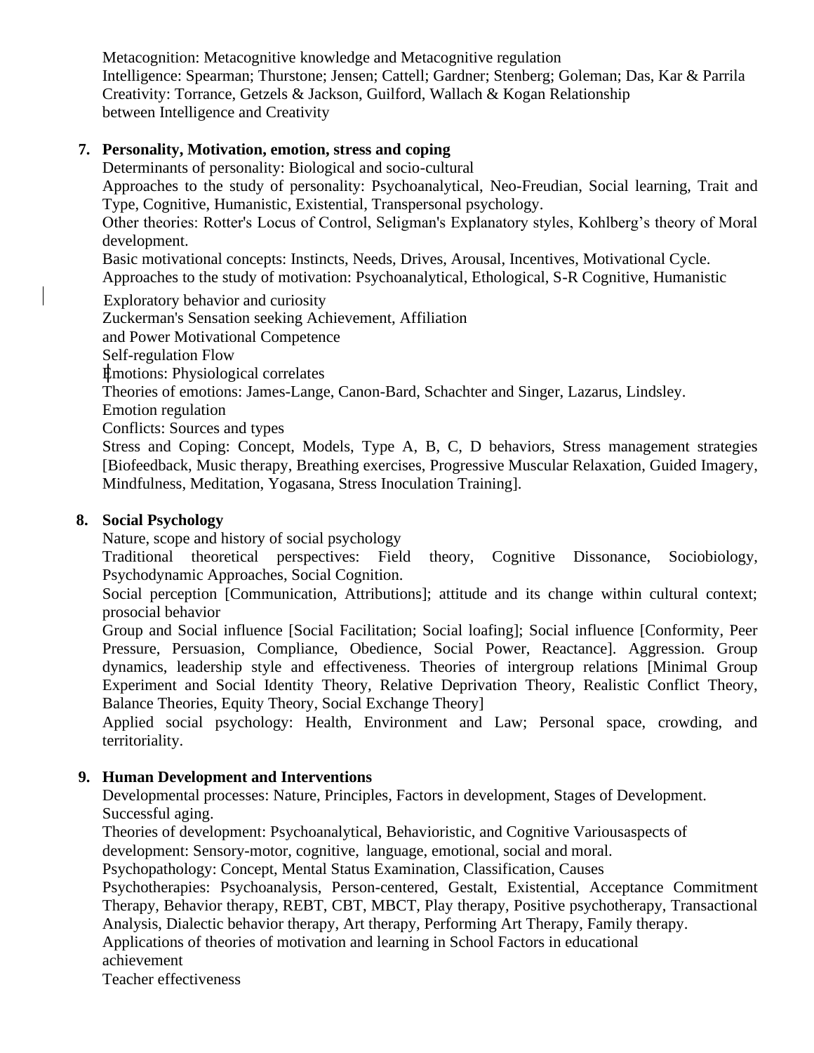Metacognition: Metacognitive knowledge and Metacognitive regulation
Intelligence: Spearman; Thurstone; Jensen; Cattell; Gardner; Stenberg; Goleman; Das, Kar & Parrila
Creativity: Torrance, Getzels & Jackson, Guilford, Wallach & Kogan Relationship between Intelligence and Creativity

7. **Personality, Motivation, emotion, stress and coping**

Determinants of personality: Biological and socio-cultural
Approaches to the study of personality: Psychoanalytical, Neo-Freudian, Social learning, Trait and Type, Cognitive, Humanistic, Existential, Transpersonal psychology.
Other theories: Rotter's Locus of Control, Seligman's Explanatory styles, Kohlberg's theory of Moral development.
Basic motivational concepts: Instincts, Needs, Drives, Arousal, Incentives, Motivational Cycle.
Approaches to the study of motivation: Psychoanalytical, Ethological, S-R Cognitive, Humanistic
Exploratory behavior and curiosity
Zuckerman's Sensation seeking Achievement, Affiliation and Power Motivational Competence
Self-regulation Flow
Emotions: Physiological correlates
Theories of emotions: James-Lange, Canon-Bard, Schachter and Singer, Lazarus, Lindsley.
Emotion regulation
Conflicts: Sources and types
Stress and Coping: Concept, Models, Type A, B, C, D behaviors, Stress management strategies [Biofeedback, Music therapy, Breathing exercises, Progressive Muscular Relaxation, Guided Imagery, Mindfulness, Meditation, Yogasana, Stress Inoculation Training].

8. **Social Psychology**

Nature, scope and history of social psychology
Traditional theoretical perspectives: Field theory, Cognitive Dissonance, Sociobiology, Psychodynamic Approaches, Social Cognition.
Social perception [Communication, Attributions]; attitude and its change within cultural context; prosocial behavior
Group and Social influence [Social Facilitation; Social loafing]; Social influence [Conformity, Peer Pressure, Persuasion, Compliance, Obedience, Social Power, Reactance]. Aggression. Group dynamics, leadership style and effectiveness. Theories of intergroup relations [Minimal Group Experiment and Social Identity Theory, Relative Deprivation Theory, Realistic Conflict Theory, Balance Theories, Equity Theory, Social Exchange Theory]
Applied social psychology: Health, Environment and Law; Personal space, crowding, and territoriality.

9. **Human Development and Interventions**

Developmental processes: Nature, Principles, Factors in development, Stages of Development. Successful aging.
Theories of development: Psychoanalytical, Behavioristic, and Cognitive Variousaspects of development: Sensory-motor, cognitive, language, emotional, social and moral.
Psychopathology: Concept, Mental Status Examination, Classification, Causes
Psychotherapies: Psychoanalysis, Person-centered, Gestalt, Existential, Acceptance Commitment Therapy, Behavior therapy, REBT, CBT, MBCT, Play therapy, Positive psychotherapy, Transactional Analysis, Dialectic behavior therapy, Art therapy, Performing Art Therapy, Family therapy.
Applications of theories of motivation and learning in School Factors in educational achievement
Teacher effectiveness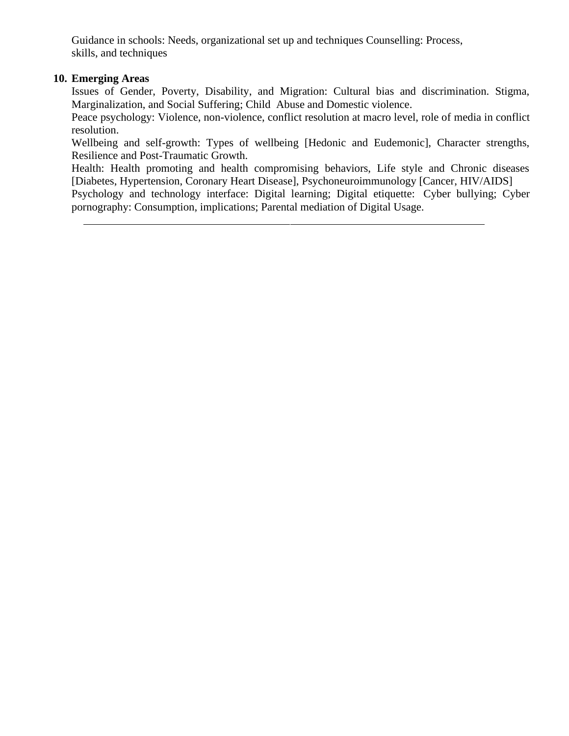Guidance in schools: Needs, organizational set up and techniques Counselling: Process, skills, and techniques

**10. Emerging Areas**

Issues of Gender, Poverty, Disability, and Migration: Cultural bias and discrimination. Stigma, Marginalization, and Social Suffering; Child Abuse and Domestic violence.

Peace psychology: Violence, non-violence, conflict resolution at macro level, role of media in conflict resolution.

Wellbeing and self-growth: Types of wellbeing [Hedonic and Eudemonic], Character strengths, Resilience and Post-Traumatic Growth.

Health: Health promoting and health compromising behaviors, Life style and Chronic diseases [Diabetes, Hypertension, Coronary Heart Disease], Psychoneuroimmunology [Cancer, HIV/AIDS]

Psychology and technology interface: Digital learning; Digital etiquette: Cyber bullying; Cyber pornography: Consumption, implications; Parental mediation of Digital Usage.

---